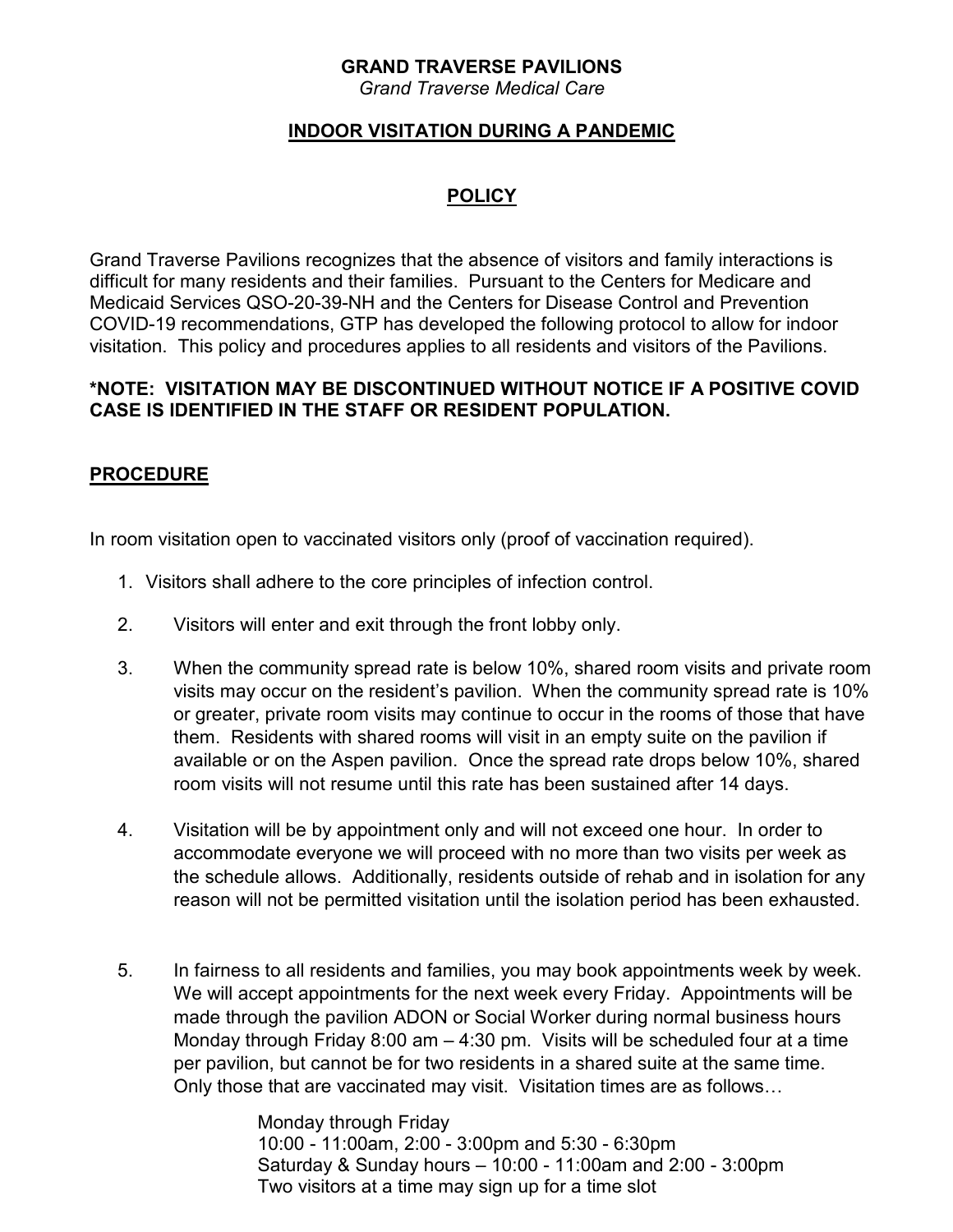**GRAND TRAVERSE PAVILIONS**

*Grand Traverse Medical Care*

## INDOOR VISITATION DURING A PANDEMIC

## POLICY

Grand Traverse Pavilions recognizes that the absence of visitors and family interactions is difficult for many residents and their families. Pursuant to the Centers for Medicare and Medicaid Services QSO-20-39-NH and the Centers for Disease Control and Prevention COVID-19 recommendations, GTP has developed the following protocol to allow for indoor visitation. This policy and procedures applies to all residents and visitors of the Pavilions.

**\*NOTE: VISITATION MAY BE DISCONTINUED WITHOUT NOTICE IF A POSITIVE COVID CASE IS IDENTIFIED IN THE STAFF OR RESIDENT POPULATION.**

## PROCEDURE

In room visitation open to vaccinated visitors only (proof of vaccination required).

1. Visitors shall adhere to the core principles of infection control.
2. Visitors will enter and exit through the front lobby only.
3. When the community spread rate is below 10%, shared room visits and private room visits may occur on the resident's pavilion. When the community spread rate is 10% or greater, private room visits may continue to occur in the rooms of those that have them. Residents with shared rooms will visit in an empty suite on the pavilion if available or on the Aspen pavilion. Once the spread rate drops below 10%, shared room visits will not resume until this rate has been sustained after 14 days.
4. Visitation will be by appointment only and will not exceed one hour. In order to accommodate everyone we will proceed with no more than two visits per week as the schedule allows. Additionally, residents outside of rehab and in isolation for any reason will not be permitted visitation until the isolation period has been exhausted.
5. In fairness to all residents and families, you may book appointments week by week. We will accept appointments for the next week every Friday. Appointments will be made through the pavilion ADON or Social Worker during normal business hours Monday through Friday 8:00 am – 4:30 pm. Visits will be scheduled four at a time per pavilion, but cannot be for two residents in a shared suite at the same time. Only those that are vaccinated may visit. Visitation times are as follows…

   Monday through Friday
   10:00 - 11:00am, 2:00 - 3:00pm and 5:30 - 6:30pm
   Saturday & Sunday hours – 10:00 - 11:00am and 2:00 - 3:00pm
   Two visitors at a time may sign up for a time slot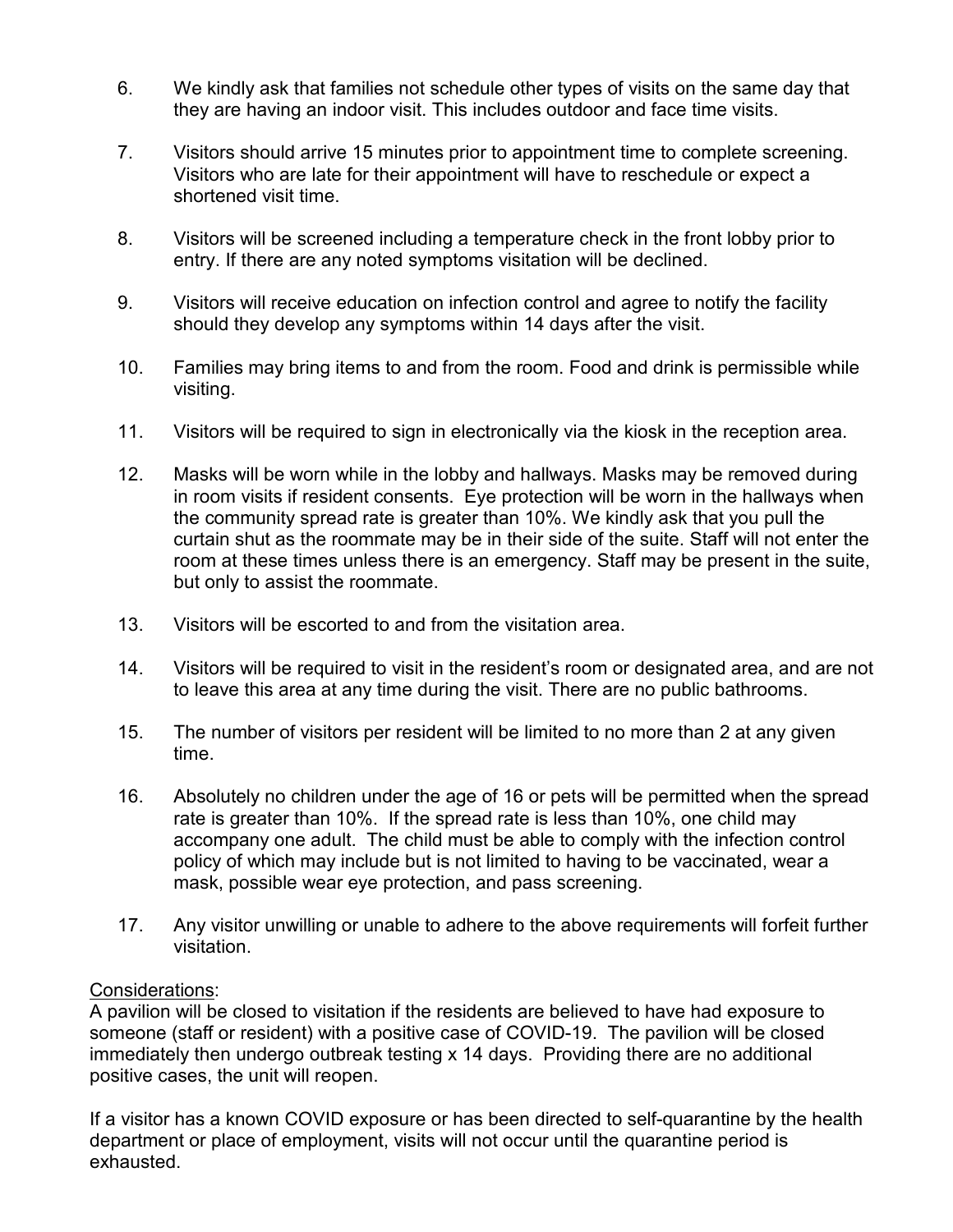6. We kindly ask that families not schedule other types of visits on the same day that they are having an indoor visit. This includes outdoor and face time visits.

7. Visitors should arrive 15 minutes prior to appointment time to complete screening. Visitors who are late for their appointment will have to reschedule or expect a shortened visit time.

8. Visitors will be screened including a temperature check in the front lobby prior to entry. If there are any noted symptoms visitation will be declined.

9. Visitors will receive education on infection control and agree to notify the facility should they develop any symptoms within 14 days after the visit.

10. Families may bring items to and from the room. Food and drink is permissible while visiting.

11. Visitors will be required to sign in electronically via the kiosk in the reception area.

12. Masks will be worn while in the lobby and hallways. Masks may be removed during in room visits if resident consents. Eye protection will be worn in the hallways when the community spread rate is greater than 10%. We kindly ask that you pull the curtain shut as the roommate may be in their side of the suite. Staff will not enter the room at these times unless there is an emergency. Staff may be present in the suite, but only to assist the roommate.

13. Visitors will be escorted to and from the visitation area.

14. Visitors will be required to visit in the resident's room or designated area, and are not to leave this area at any time during the visit. There are no public bathrooms.

15. The number of visitors per resident will be limited to no more than 2 at any given time.

16. Absolutely no children under the age of 16 or pets will be permitted when the spread rate is greater than 10%. If the spread rate is less than 10%, one child may accompany one adult. The child must be able to comply with the infection control policy of which may include but is not limited to having to be vaccinated, wear a mask, possible wear eye protection, and pass screening.

17. Any visitor unwilling or unable to adhere to the above requirements will forfeit further visitation.

Considerations:

A pavilion will be closed to visitation if the residents are believed to have had exposure to someone (staff or resident) with a positive case of COVID-19. The pavilion will be closed immediately then undergo outbreak testing x 14 days. Providing there are no additional positive cases, the unit will reopen.

If a visitor has a known COVID exposure or has been directed to self-quarantine by the health department or place of employment, visits will not occur until the quarantine period is exhausted.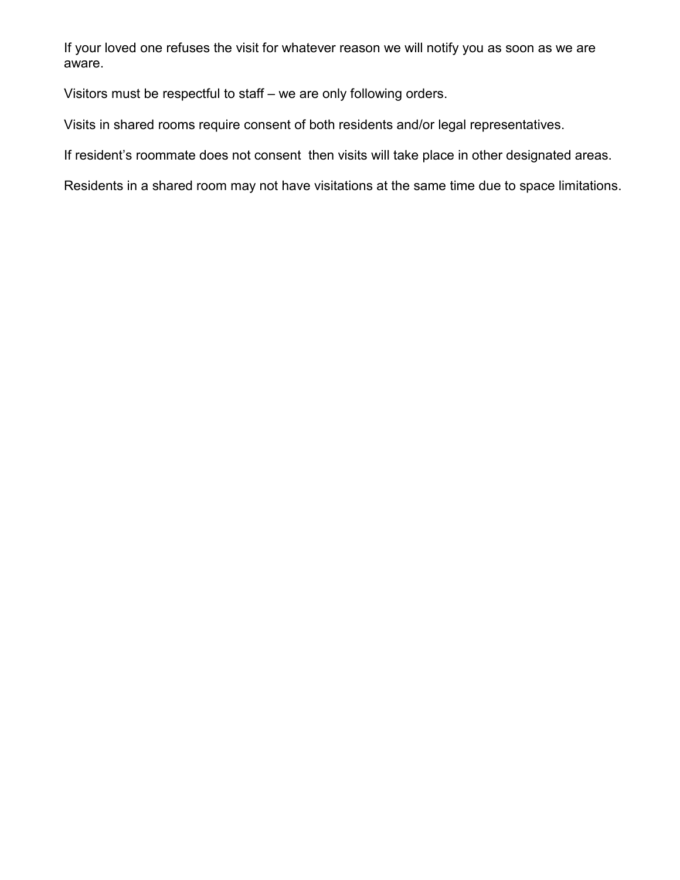If your loved one refuses the visit for whatever reason we will notify you as soon as we are aware.

Visitors must be respectful to staff – we are only following orders.

Visits in shared rooms require consent of both residents and/or legal representatives.

If resident's roommate does not consent then visits will take place in other designated areas.

Residents in a shared room may not have visitations at the same time due to space limitations.